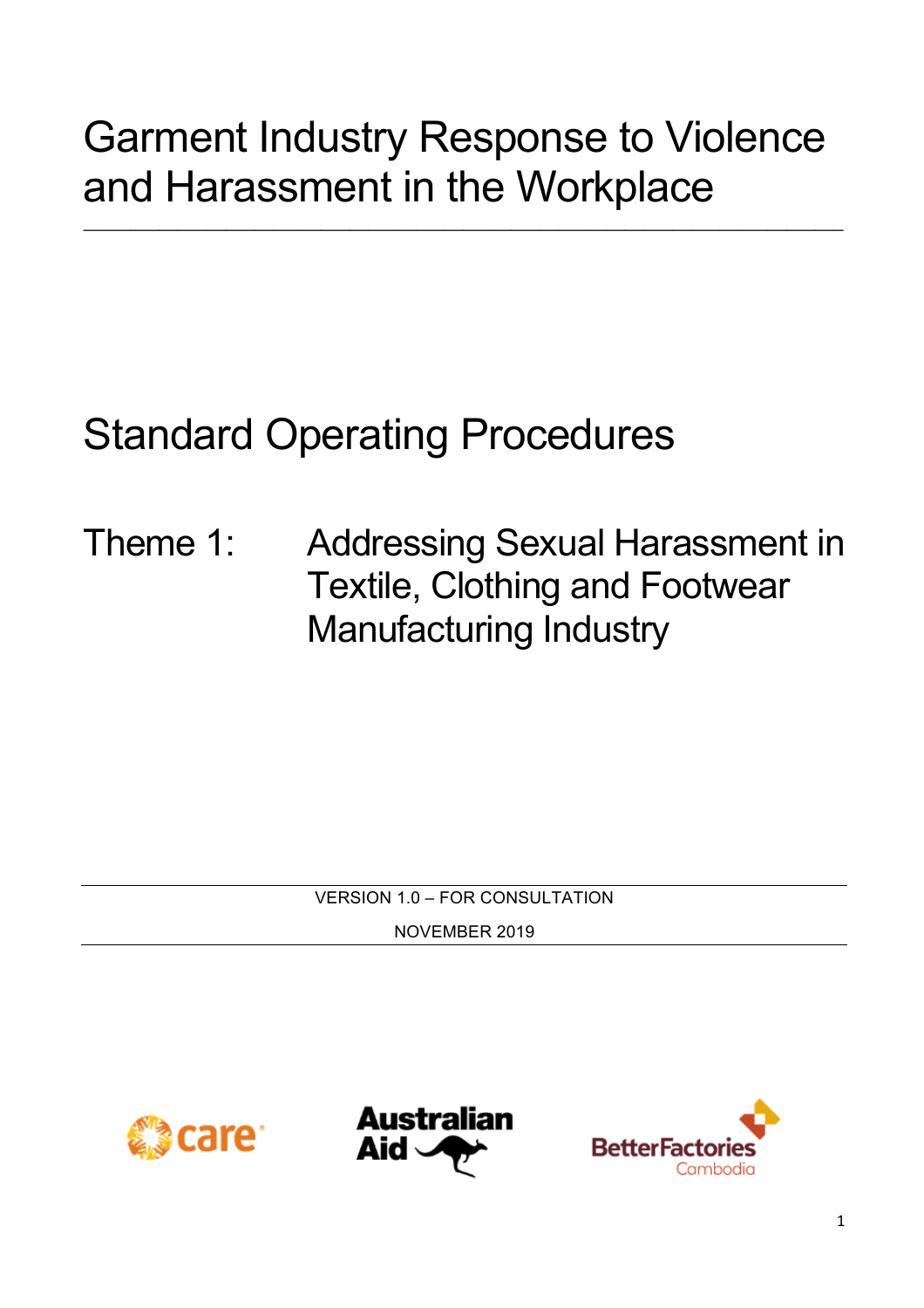# Garment Industry Response to Violence and Harassment in the Workplace

## Standard Operating Procedures

### Theme 1: Addressing Sexual Harassment in Textile, Clothing and Footwear Manufacturing Industry

VERSION 1.0 – FOR CONSULTATION

NOVEMBER 2019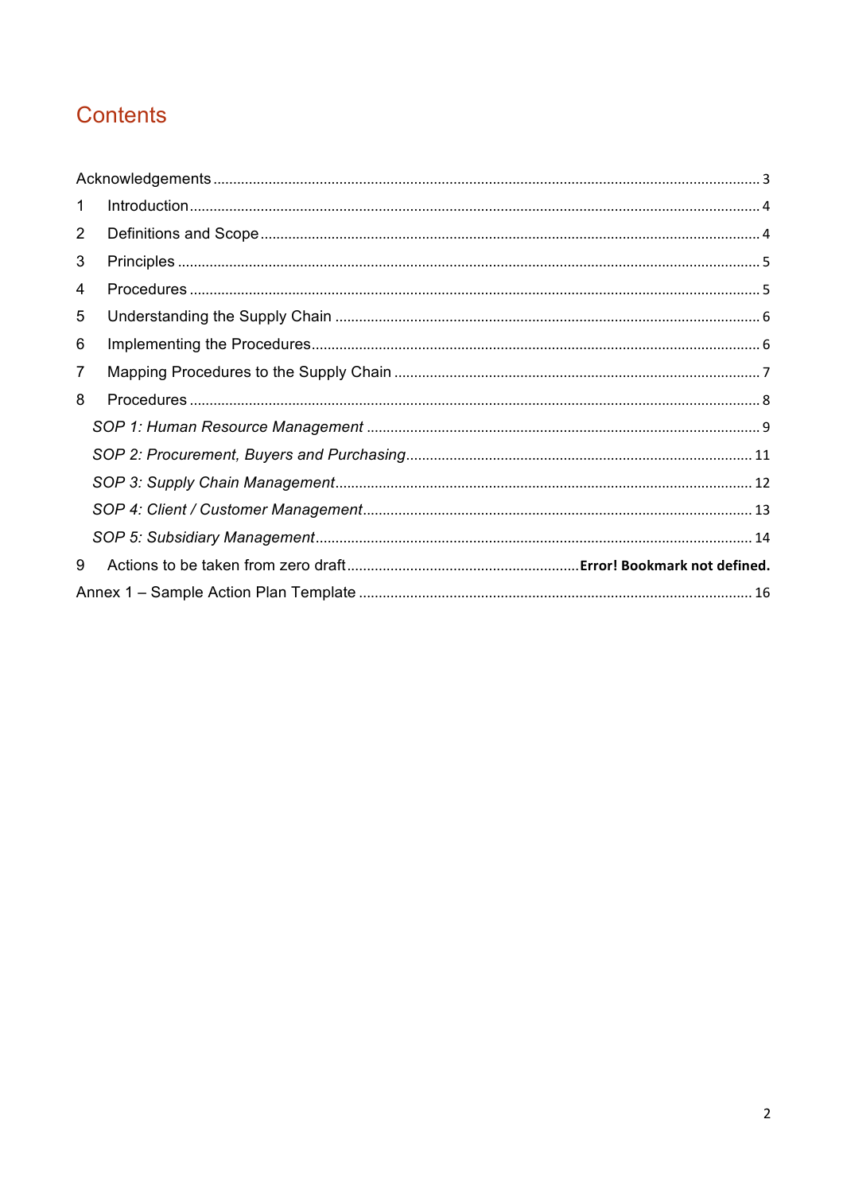# Contents

Acknowledgements ........................................................................................................................ 3

1 Introduction .............................................................................................................................. 4

2 Definitions and Scope .............................................................................................................. 4

3 Principles ................................................................................................................................. 5

4 Procedures .............................................................................................................................. 5

5 Understanding the Supply Chain ............................................................................................. 6

6 Implementing the Procedures .................................................................................................. 6

7 Mapping Procedures to the Supply Chain ................................................................................ 7

8 Procedures .............................................................................................................................. 8

*SOP 1: Human Resource Management* ....................................................................................... 9

*SOP 2: Procurement, Buyers and Purchasing* ............................................................................ 11

*SOP 3: Supply Chain Management* ........................................................................................... 12

*SOP 4: Client / Customer Management* ..................................................................................... 13

*SOP 5: Subsidiary Management* ................................................................................................ 14

9 Actions to be taken from zero draft ............................................. **Error! Bookmark not defined.**

Annex 1 – Sample Action Plan Template ...................................................................................... 16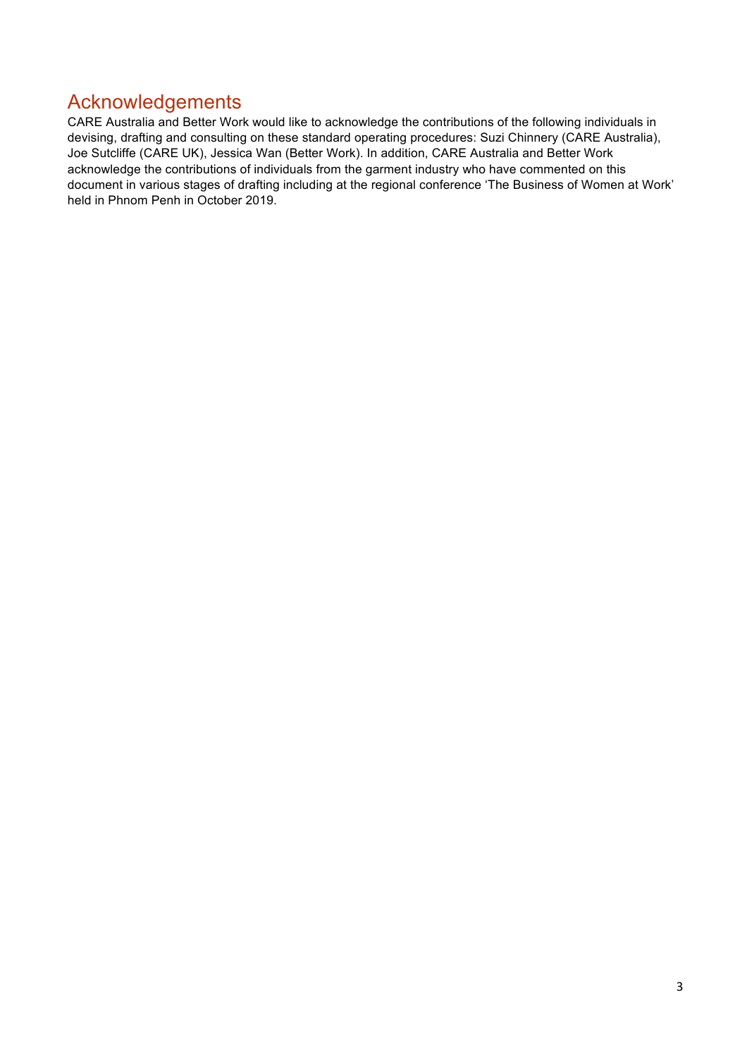# Acknowledgements

CARE Australia and Better Work would like to acknowledge the contributions of the following individuals in devising, drafting and consulting on these standard operating procedures: Suzi Chinnery (CARE Australia), Joe Sutcliffe (CARE UK), Jessica Wan (Better Work). In addition, CARE Australia and Better Work acknowledge the contributions of individuals from the garment industry who have commented on this document in various stages of drafting including at the regional conference 'The Business of Women at Work' held in Phnom Penh in October 2019.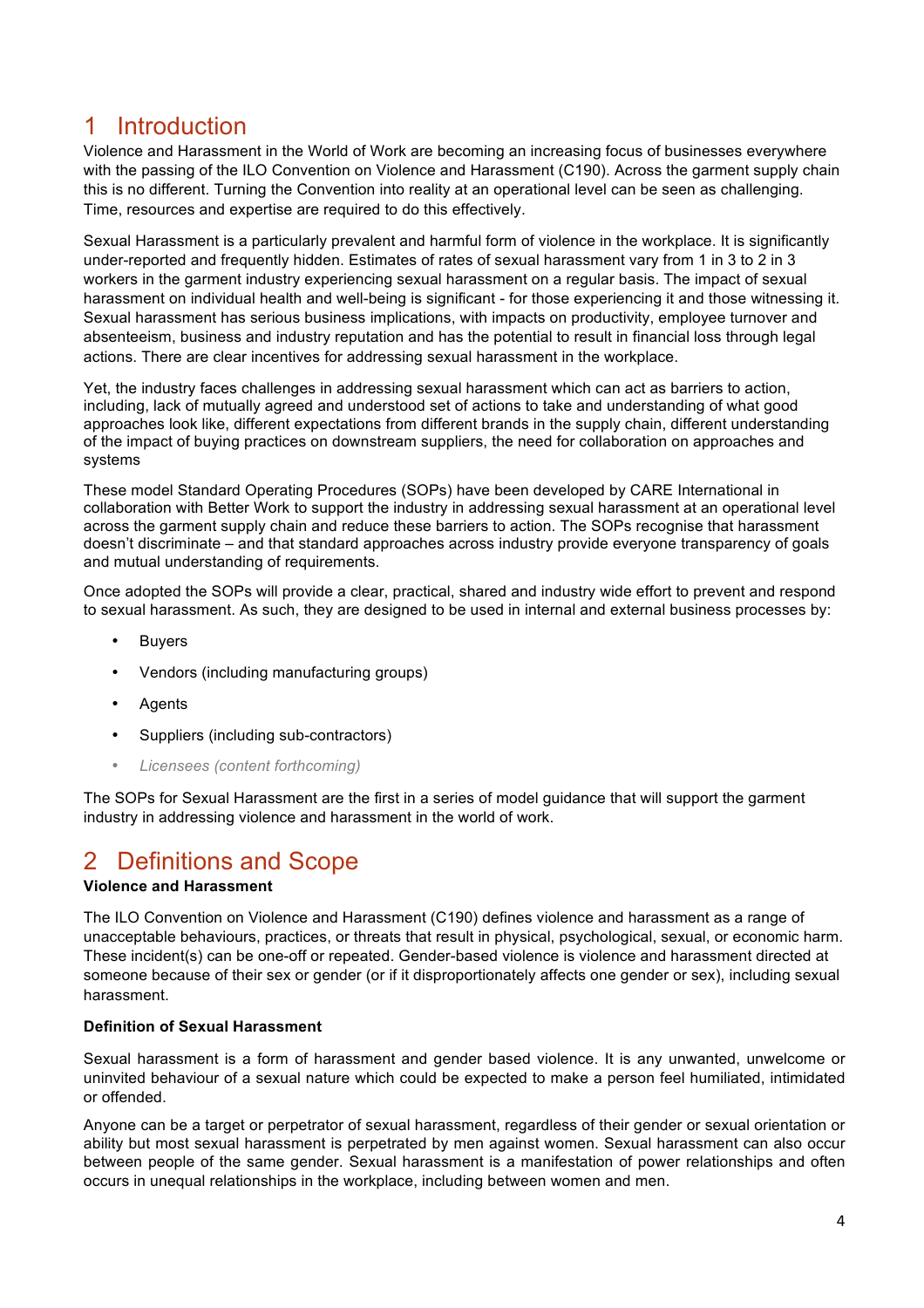# 1 Introduction

Violence and Harassment in the World of Work are becoming an increasing focus of businesses everywhere with the passing of the ILO Convention on Violence and Harassment (C190). Across the garment supply chain this is no different. Turning the Convention into reality at an operational level can be seen as challenging. Time, resources and expertise are required to do this effectively.

Sexual Harassment is a particularly prevalent and harmful form of violence in the workplace. It is significantly under-reported and frequently hidden. Estimates of rates of sexual harassment vary from 1 in 3 to 2 in 3 workers in the garment industry experiencing sexual harassment on a regular basis. The impact of sexual harassment on individual health and well-being is significant - for those experiencing it and those witnessing it. Sexual harassment has serious business implications, with impacts on productivity, employee turnover and absenteeism, business and industry reputation and has the potential to result in financial loss through legal actions. There are clear incentives for addressing sexual harassment in the workplace.

Yet, the industry faces challenges in addressing sexual harassment which can act as barriers to action, including, lack of mutually agreed and understood set of actions to take and understanding of what good approaches look like, different expectations from different brands in the supply chain, different understanding of the impact of buying practices on downstream suppliers, the need for collaboration on approaches and systems

These model Standard Operating Procedures (SOPs) have been developed by CARE International in collaboration with Better Work to support the industry in addressing sexual harassment at an operational level across the garment supply chain and reduce these barriers to action. The SOPs recognise that harassment doesn't discriminate – and that standard approaches across industry provide everyone transparency of goals and mutual understanding of requirements.

Once adopted the SOPs will provide a clear, practical, shared and industry wide effort to prevent and respond to sexual harassment. As such, they are designed to be used in internal and external business processes by:

- Buyers
- Vendors (including manufacturing groups)
- Agents
- Suppliers (including sub-contractors)
- *Licensees (content forthcoming)*

The SOPs for Sexual Harassment are the first in a series of model guidance that will support the garment industry in addressing violence and harassment in the world of work.

# 2 Definitions and Scope

**Violence and Harassment**

The ILO Convention on Violence and Harassment (C190) defines violence and harassment as a range of unacceptable behaviours, practices, or threats that result in physical, psychological, sexual, or economic harm. These incident(s) can be one-off or repeated. Gender-based violence is violence and harassment directed at someone because of their sex or gender (or if it disproportionately affects one gender or sex), including sexual harassment.

**Definition of Sexual Harassment**

Sexual harassment is a form of harassment and gender based violence. It is any unwanted, unwelcome or uninvited behaviour of a sexual nature which could be expected to make a person feel humiliated, intimidated or offended.

Anyone can be a target or perpetrator of sexual harassment, regardless of their gender or sexual orientation or ability but most sexual harassment is perpetrated by men against women. Sexual harassment can also occur between people of the same gender. Sexual harassment is a manifestation of power relationships and often occurs in unequal relationships in the workplace, including between women and men.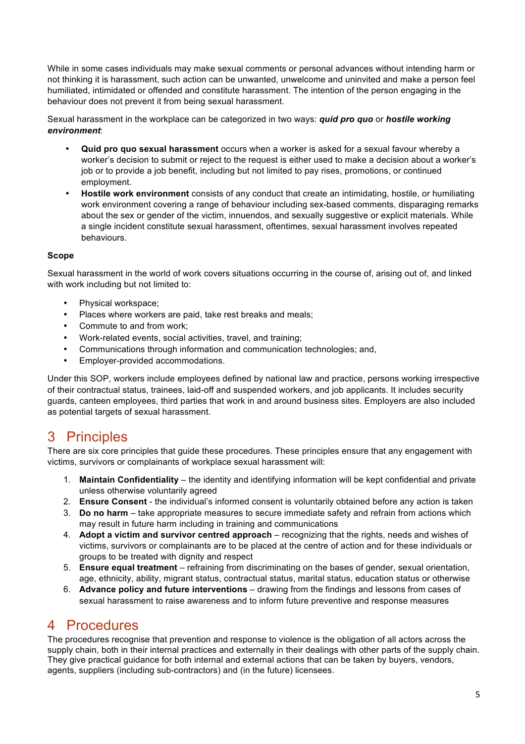While in some cases individuals may make sexual comments or personal advances without intending harm or not thinking it is harassment, such action can be unwanted, unwelcome and uninvited and make a person feel humiliated, intimidated or offended and constitute harassment. The intention of the person engaging in the behaviour does not prevent it from being sexual harassment.

Sexual harassment in the workplace can be categorized in two ways: ***quid pro quo*** or ***hostile working environment***:

- **Quid pro quo sexual harassment** occurs when a worker is asked for a sexual favour whereby a worker's decision to submit or reject to the request is either used to make a decision about a worker's job or to provide a job benefit, including but not limited to pay rises, promotions, or continued employment.
- **Hostile work environment** consists of any conduct that create an intimidating, hostile, or humiliating work environment covering a range of behaviour including sex-based comments, disparaging remarks about the sex or gender of the victim, innuendos, and sexually suggestive or explicit materials. While a single incident constitute sexual harassment, oftentimes, sexual harassment involves repeated behaviours.

**Scope**

Sexual harassment in the world of work covers situations occurring in the course of, arising out of, and linked with work including but not limited to:

- Physical workspace;
- Places where workers are paid, take rest breaks and meals;
- Commute to and from work;
- Work-related events, social activities, travel, and training;
- Communications through information and communication technologies; and,
- Employer-provided accommodations.

Under this SOP, workers include employees defined by national law and practice, persons working irrespective of their contractual status, trainees, laid-off and suspended workers, and job applicants. It includes security guards, canteen employees, third parties that work in and around business sites. Employers are also included as potential targets of sexual harassment.

# 3 Principles

There are six core principles that guide these procedures. These principles ensure that any engagement with victims, survivors or complainants of workplace sexual harassment will:

1. **Maintain Confidentiality** – the identity and identifying information will be kept confidential and private unless otherwise voluntarily agreed
2. **Ensure Consent** - the individual's informed consent is voluntarily obtained before any action is taken
3. **Do no harm** – take appropriate measures to secure immediate safety and refrain from actions which may result in future harm including in training and communications
4. **Adopt a victim and survivor centred approach** – recognizing that the rights, needs and wishes of victims, survivors or complainants are to be placed at the centre of action and for these individuals or groups to be treated with dignity and respect
5. **Ensure equal treatment** – refraining from discriminating on the bases of gender, sexual orientation, age, ethnicity, ability, migrant status, contractual status, marital status, education status or otherwise
6. **Advance policy and future interventions** – drawing from the findings and lessons from cases of sexual harassment to raise awareness and to inform future preventive and response measures

# 4 Procedures

The procedures recognise that prevention and response to violence is the obligation of all actors across the supply chain, both in their internal practices and externally in their dealings with other parts of the supply chain. They give practical guidance for both internal and external actions that can be taken by buyers, vendors, agents, suppliers (including sub-contractors) and (in the future) licensees.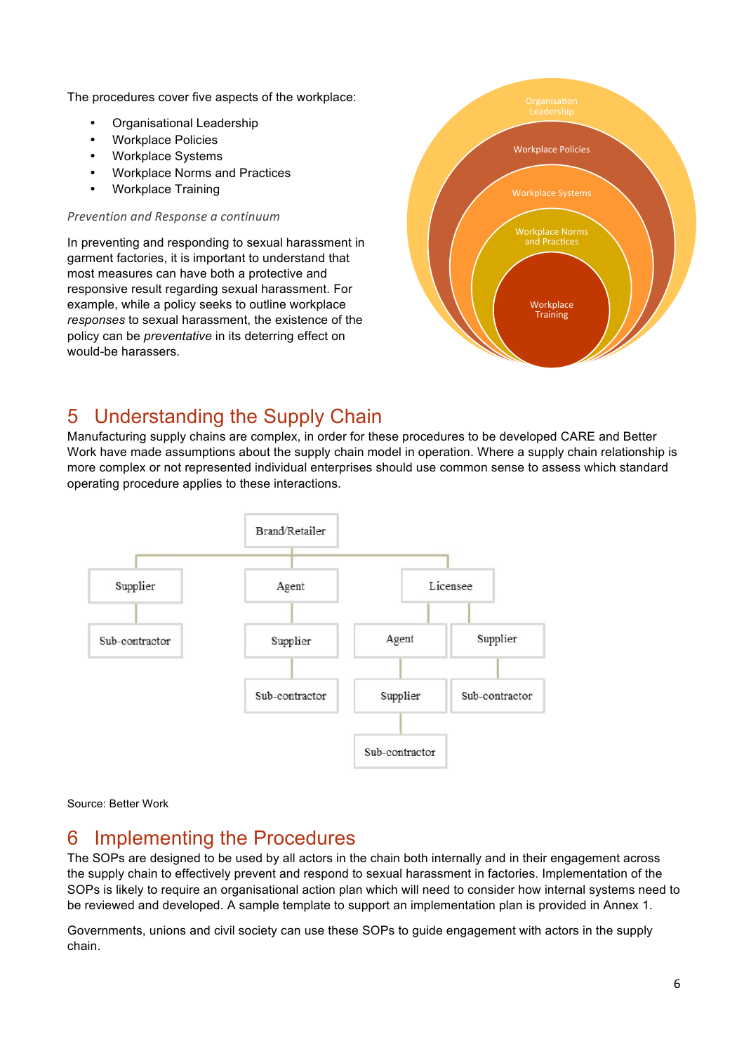The procedures cover five aspects of the workplace:

- Organisational Leadership
- Workplace Policies
- Workplace Systems
- Workplace Norms and Practices
- Workplace Training

*Prevention and Response a continuum*

In preventing and responding to sexual harassment in garment factories, it is important to understand that most measures can have both a protective and responsive result regarding sexual harassment. For example, while a policy seeks to outline workplace *responses* to sexual harassment, the existence of the policy can be *preventative* in its deterring effect on would-be harassers.

## 5 Understanding the Supply Chain

Manufacturing supply chains are complex, in order for these procedures to be developed CARE and Better Work have made assumptions about the supply chain model in operation. Where a supply chain relationship is more complex or not represented individual enterprises should use common sense to assess which standard operating procedure applies to these interactions.

Source: Better Work

## 6 Implementing the Procedures

The SOPs are designed to be used by all actors in the chain both internally and in their engagement across the supply chain to effectively prevent and respond to sexual harassment in factories. Implementation of the SOPs is likely to require an organisational action plan which will need to consider how internal systems need to be reviewed and developed. A sample template to support an implementation plan is provided in Annex 1.

Governments, unions and civil society can use these SOPs to guide engagement with actors in the supply chain.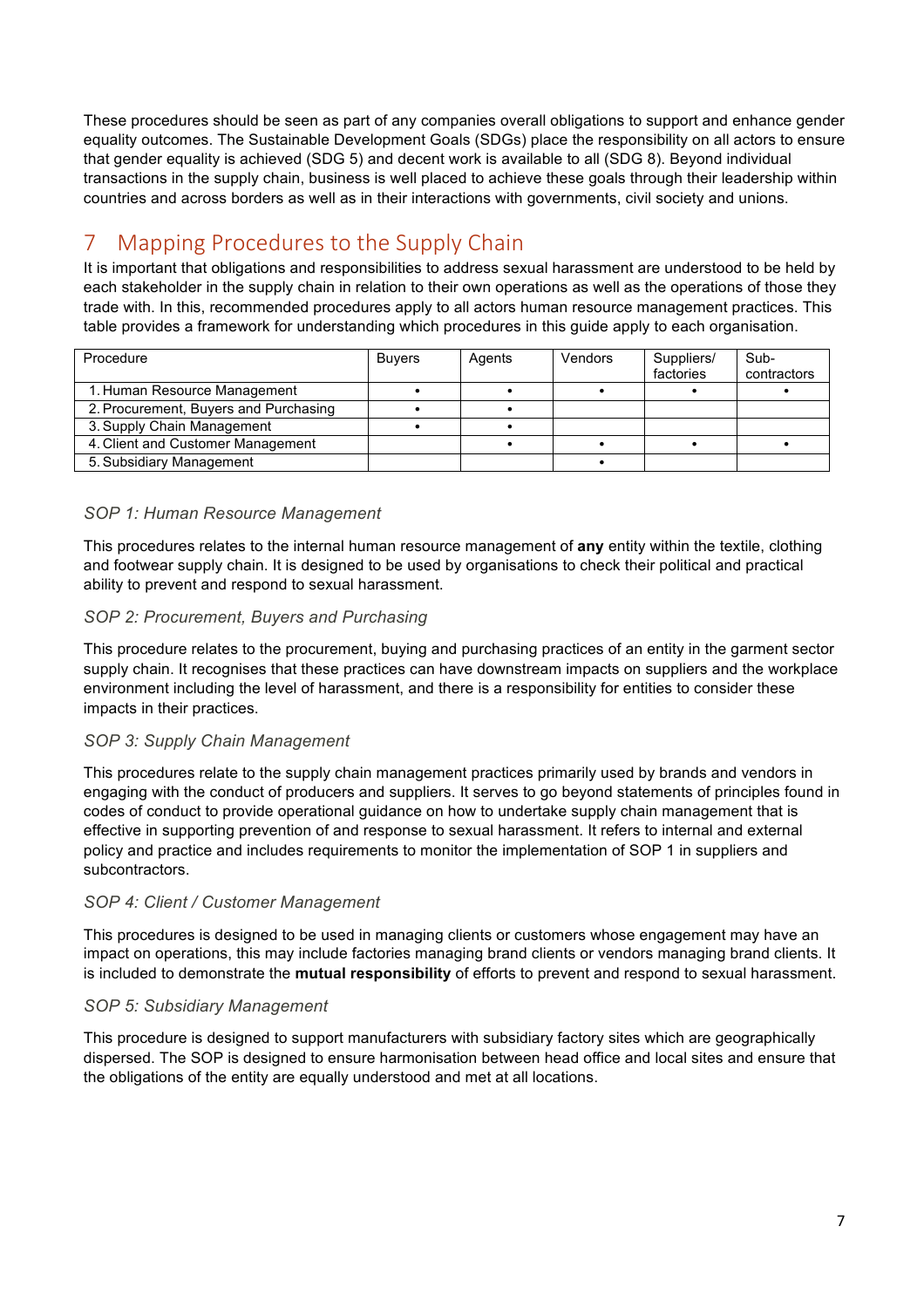These procedures should be seen as part of any companies overall obligations to support and enhance gender equality outcomes. The Sustainable Development Goals (SDGs) place the responsibility on all actors to ensure that gender equality is achieved (SDG 5) and decent work is available to all (SDG 8). Beyond individual transactions in the supply chain, business is well placed to achieve these goals through their leadership within countries and across borders as well as in their interactions with governments, civil society and unions.

# 7 Mapping Procedures to the Supply Chain

It is important that obligations and responsibilities to address sexual harassment are understood to be held by each stakeholder in the supply chain in relation to their own operations as well as the operations of those they trade with. In this, recommended procedures apply to all actors human resource management practices. This table provides a framework for understanding which procedures in this guide apply to each organisation.

| Procedure | Buyers | Agents | Vendors | Suppliers/ factories | Sub-contractors |
|---|---|---|---|---|---|
| 1. Human Resource Management | • | • | • | • | • |
| 2. Procurement, Buyers and Purchasing | • | • | | | |
| 3. Supply Chain Management | • | • | | | |
| 4. Client and Customer Management | | • | • | • | • |
| 5. Subsidiary Management | | | • | | |

### *SOP 1: Human Resource Management*

This procedures relates to the internal human resource management of **any** entity within the textile, clothing and footwear supply chain. It is designed to be used by organisations to check their political and practical ability to prevent and respond to sexual harassment.

### *SOP 2: Procurement, Buyers and Purchasing*

This procedure relates to the procurement, buying and purchasing practices of an entity in the garment sector supply chain. It recognises that these practices can have downstream impacts on suppliers and the workplace environment including the level of harassment, and there is a responsibility for entities to consider these impacts in their practices.

### *SOP 3: Supply Chain Management*

This procedures relate to the supply chain management practices primarily used by brands and vendors in engaging with the conduct of producers and suppliers. It serves to go beyond statements of principles found in codes of conduct to provide operational guidance on how to undertake supply chain management that is effective in supporting prevention of and response to sexual harassment. It refers to internal and external policy and practice and includes requirements to monitor the implementation of SOP 1 in suppliers and subcontractors.

### *SOP 4: Client / Customer Management*

This procedures is designed to be used in managing clients or customers whose engagement may have an impact on operations, this may include factories managing brand clients or vendors managing brand clients. It is included to demonstrate the **mutual responsibility** of efforts to prevent and respond to sexual harassment.

### *SOP 5: Subsidiary Management*

This procedure is designed to support manufacturers with subsidiary factory sites which are geographically dispersed. The SOP is designed to ensure harmonisation between head office and local sites and ensure that the obligations of the entity are equally understood and met at all locations.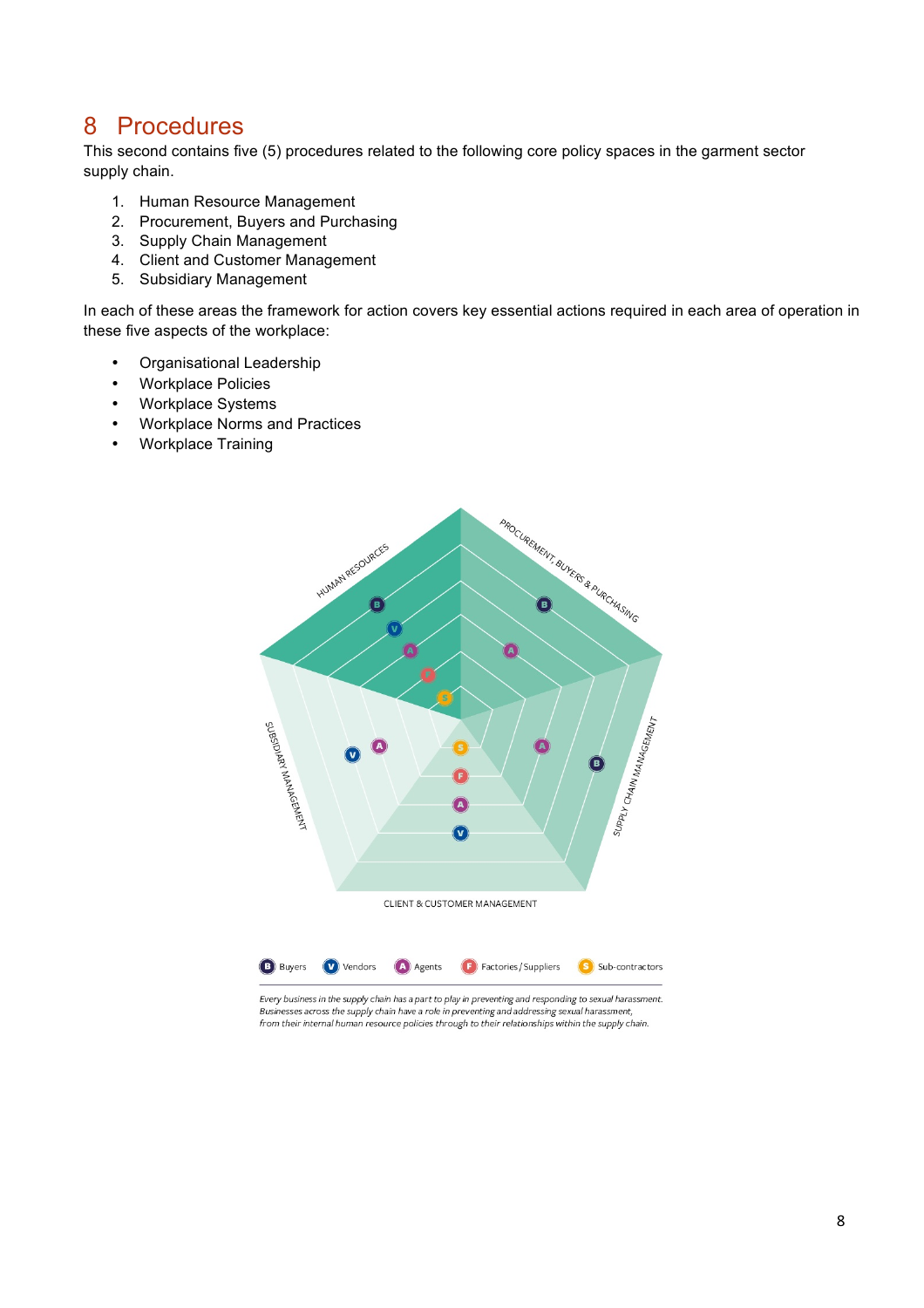# 8 Procedures

This second contains five (5) procedures related to the following core policy spaces in the garment sector supply chain.

1. Human Resource Management
2. Procurement, Buyers and Purchasing
3. Supply Chain Management
4. Client and Customer Management
5. Subsidiary Management

In each of these areas the framework for action covers key essential actions required in each area of operation in these five aspects of the workplace:

- Organisational Leadership
- Workplace Policies
- Workplace Systems
- Workplace Norms and Practices
- Workplace Training

HUMAN RESOURCES

PROCUREMENT, BUYERS & PURCHASING

SUPPLY CHAIN MANAGEMENT

CLIENT & CUSTOMER MANAGEMENT

SUBSIDIARY MANAGEMENT

B Buyers V Vendors A Agents F Factories/Suppliers S Sub-contractors

*Every business in the supply chain has a part to play in preventing and responding to sexual harassment. Businesses across the supply chain have a role in preventing and addressing sexual harassment, from their internal human resource policies through to their relationships within the supply chain.*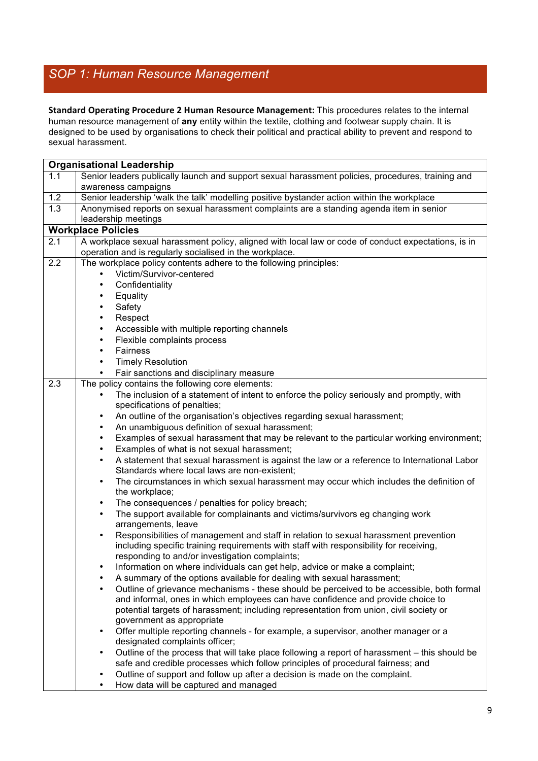# SOP 1: Human Resource Management

**Standard Operating Procedure 2 Human Resource Management:** This procedures relates to the internal human resource management of **any** entity within the textile, clothing and footwear supply chain. It is designed to be used by organisations to check their political and practical ability to prevent and respond to sexual harassment.

| **Organisational Leadership** | |
|---|---|
| 1.1 | Senior leaders publically launch and support sexual harassment policies, procedures, training and awareness campaigns |
| 1.2 | Senior leadership 'walk the talk' modelling positive bystander action within the workplace |
| 1.3 | Anonymised reports on sexual harassment complaints are a standing agenda item in senior leadership meetings |
| **Workplace Policies** | |
| 2.1 | A workplace sexual harassment policy, aligned with local law or code of conduct expectations, is in operation and is regularly socialised in the workplace. |
| 2.2 | The workplace policy contents adhere to the following principles:<br>• Victim/Survivor-centered<br>• Confidentiality<br>• Equality<br>• Safety<br>• Respect<br>• Accessible with multiple reporting channels<br>• Flexible complaints process<br>• Fairness<br>• Timely Resolution<br>• Fair sanctions and disciplinary measure |
| 2.3 | The policy contains the following core elements:<br>• The inclusion of a statement of intent to enforce the policy seriously and promptly, with specifications of penalties;<br>• An outline of the organisation's objectives regarding sexual harassment;<br>• An unambiguous definition of sexual harassment;<br>• Examples of sexual harassment that may be relevant to the particular working environment;<br>• Examples of what is not sexual harassment;<br>• A statement that sexual harassment is against the law or a reference to International Labor Standards where local laws are non-existent;<br>• The circumstances in which sexual harassment may occur which includes the definition of the workplace;<br>• The consequences / penalties for policy breach;<br>• The support available for complainants and victims/survivors eg changing work arrangements, leave<br>• Responsibilities of management and staff in relation to sexual harassment prevention including specific training requirements with staff with responsibility for receiving, responding to and/or investigation complaints;<br>• Information on where individuals can get help, advice or make a complaint;<br>• A summary of the options available for dealing with sexual harassment;<br>• Outline of grievance mechanisms - these should be perceived to be accessible, both formal and informal, ones in which employees can have confidence and provide choice to potential targets of harassment; including representation from union, civil society or government as appropriate<br>• Offer multiple reporting channels - for example, a supervisor, another manager or a designated complaints officer;<br>• Outline of the process that will take place following a report of harassment – this should be safe and credible processes which follow principles of procedural fairness; and<br>• Outline of support and follow up after a decision is made on the complaint.<br>• How data will be captured and managed |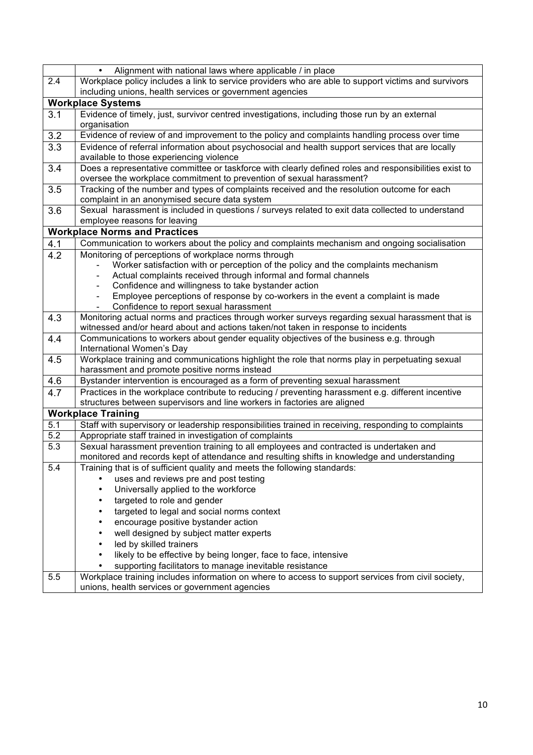| | |
|---|---|
| | • Alignment with national laws where applicable / in place |
| 2.4 | Workplace policy includes a link to service providers who are able to support victims and survivors including unions, health services or government agencies |
| **Workplace Systems** | |
| 3.1 | Evidence of timely, just, survivor centred investigations, including those run by an external organisation |
| 3.2 | Evidence of review of and improvement to the policy and complaints handling process over time |
| 3.3 | Evidence of referral information about psychosocial and health support services that are locally available to those experiencing violence |
| 3.4 | Does a representative committee or taskforce with clearly defined roles and responsibilities exist to oversee the workplace commitment to prevention of sexual harassment? |
| 3.5 | Tracking of the number and types of complaints received and the resolution outcome for each complaint in an anonymised secure data system |
| 3.6 | Sexual harassment is included in questions / surveys related to exit data collected to understand employee reasons for leaving |
| **Workplace Norms and Practices** | |
| 4.1 | Communication to workers about the policy and complaints mechanism and ongoing socialisation |
| 4.2 | Monitoring of perceptions of workplace norms through<br>- Worker satisfaction with or perception of the policy and the complaints mechanism<br>- Actual complaints received through informal and formal channels<br>- Confidence and willingness to take bystander action<br>- Employee perceptions of response by co-workers in the event a complaint is made<br>- Confidence to report sexual harassment |
| 4.3 | Monitoring actual norms and practices through worker surveys regarding sexual harassment that is witnessed and/or heard about and actions taken/not taken in response to incidents |
| 4.4 | Communications to workers about gender equality objectives of the business e.g. through International Women's Day |
| 4.5 | Workplace training and communications highlight the role that norms play in perpetuating sexual harassment and promote positive norms instead |
| 4.6 | Bystander intervention is encouraged as a form of preventing sexual harassment |
| 4.7 | Practices in the workplace contribute to reducing / preventing harassment e.g. different incentive structures between supervisors and line workers in factories are aligned |
| **Workplace Training** | |
| 5.1 | Staff with supervisory or leadership responsibilities trained in receiving, responding to complaints |
| 5.2 | Appropriate staff trained in investigation of complaints |
| 5.3 | Sexual harassment prevention training to all employees and contracted is undertaken and monitored and records kept of attendance and resulting shifts in knowledge and understanding |
| 5.4 | Training that is of sufficient quality and meets the following standards:<br>• uses and reviews pre and post testing<br>• Universally applied to the workforce<br>• targeted to role and gender<br>• targeted to legal and social norms context<br>• encourage positive bystander action<br>• well designed by subject matter experts<br>• led by skilled trainers<br>• likely to be effective by being longer, face to face, intensive<br>• supporting facilitators to manage inevitable resistance |
| 5.5 | Workplace training includes information on where to access to support services from civil society, unions, health services or government agencies |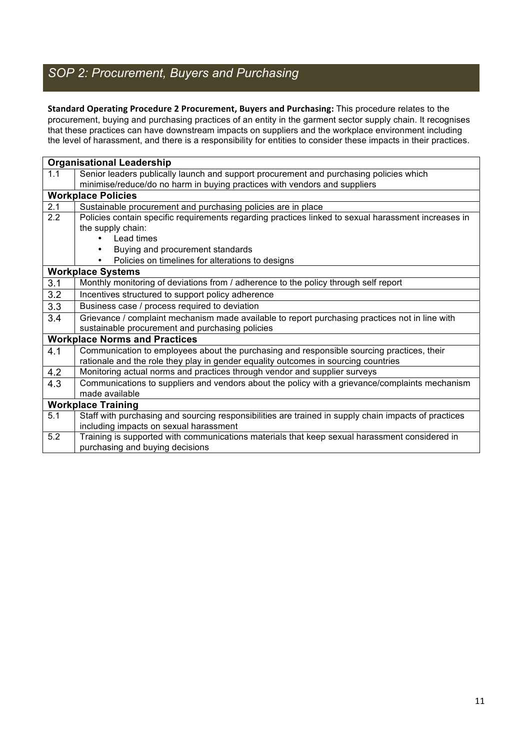## *SOP 2: Procurement, Buyers and Purchasing*

**Standard Operating Procedure 2 Procurement, Buyers and Purchasing:** This procedure relates to the procurement, buying and purchasing practices of an entity in the garment sector supply chain. It recognises that these practices can have downstream impacts on suppliers and the workplace environment including the level of harassment, and there is a responsibility for entities to consider these impacts in their practices.

| | |
|---|---|
| **Organisational Leadership** | |
| 1.1 | Senior leaders publically launch and support procurement and purchasing policies which minimise/reduce/do no harm in buying practices with vendors and suppliers |
| **Workplace Policies** | |
| 2.1 | Sustainable procurement and purchasing policies are in place |
| 2.2 | Policies contain specific requirements regarding practices linked to sexual harassment increases in the supply chain:<br>• Lead times<br>• Buying and procurement standards<br>• Policies on timelines for alterations to designs |
| **Workplace Systems** | |
| 3.1 | Monthly monitoring of deviations from / adherence to the policy through self report |
| 3.2 | Incentives structured to support policy adherence |
| 3.3 | Business case / process required to deviation |
| 3.4 | Grievance / complaint mechanism made available to report purchasing practices not in line with sustainable procurement and purchasing policies |
| **Workplace Norms and Practices** | |
| 4.1 | Communication to employees about the purchasing and responsible sourcing practices, their rationale and the role they play in gender equality outcomes in sourcing countries |
| 4.2 | Monitoring actual norms and practices through vendor and supplier surveys |
| 4.3 | Communications to suppliers and vendors about the policy with a grievance/complaints mechanism made available |
| **Workplace Training** | |
| 5.1 | Staff with purchasing and sourcing responsibilities are trained in supply chain impacts of practices including impacts on sexual harassment |
| 5.2 | Training is supported with communications materials that keep sexual harassment considered in purchasing and buying decisions |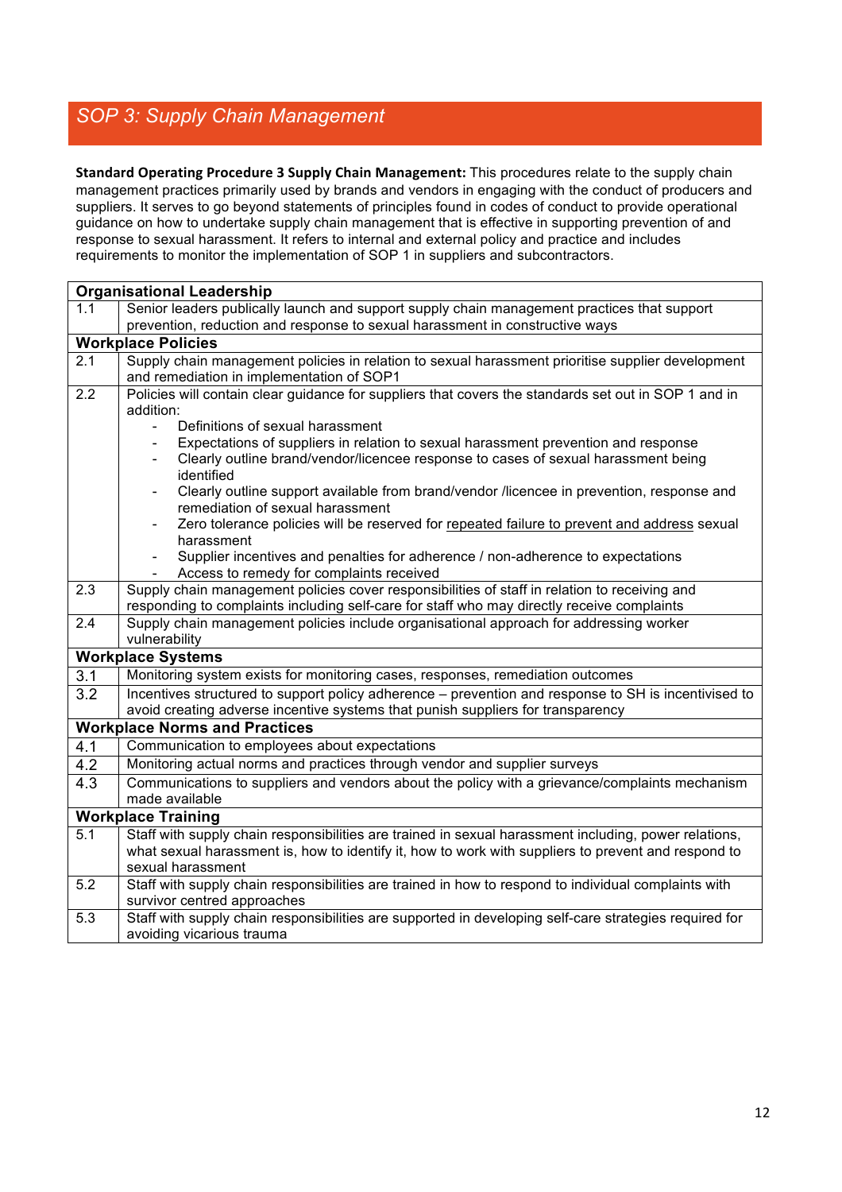## SOP 3: Supply Chain Management

**Standard Operating Procedure 3 Supply Chain Management:** This procedures relate to the supply chain management practices primarily used by brands and vendors in engaging with the conduct of producers and suppliers. It serves to go beyond statements of principles found in codes of conduct to provide operational guidance on how to undertake supply chain management that is effective in supporting prevention of and response to sexual harassment. It refers to internal and external policy and practice and includes requirements to monitor the implementation of SOP 1 in suppliers and subcontractors.

| **Organisational Leadership** | |
|---|---|
| 1.1 | Senior leaders publically launch and support supply chain management practices that support prevention, reduction and response to sexual harassment in constructive ways |
| **Workplace Policies** | |
| 2.1 | Supply chain management policies in relation to sexual harassment prioritise supplier development and remediation in implementation of SOP1 |
| 2.2 | Policies will contain clear guidance for suppliers that covers the standards set out in SOP 1 and in addition:<br>- Definitions of sexual harassment<br>- Expectations of suppliers in relation to sexual harassment prevention and response<br>- Clearly outline brand/vendor/licencee response to cases of sexual harassment being identified<br>- Clearly outline support available from brand/vendor /licencee in prevention, response and remediation of sexual harassment<br>- Zero tolerance policies will be reserved for repeated failure to prevent and address sexual harassment<br>- Supplier incentives and penalties for adherence / non-adherence to expectations<br>- Access to remedy for complaints received |
| 2.3 | Supply chain management policies cover responsibilities of staff in relation to receiving and responding to complaints including self-care for staff who may directly receive complaints |
| 2.4 | Supply chain management policies include organisational approach for addressing worker vulnerability |
| **Workplace Systems** | |
| 3.1 | Monitoring system exists for monitoring cases, responses, remediation outcomes |
| 3.2 | Incentives structured to support policy adherence – prevention and response to SH is incentivised to avoid creating adverse incentive systems that punish suppliers for transparency |
| **Workplace Norms and Practices** | |
| 4.1 | Communication to employees about expectations |
| 4.2 | Monitoring actual norms and practices through vendor and supplier surveys |
| 4.3 | Communications to suppliers and vendors about the policy with a grievance/complaints mechanism made available |
| **Workplace Training** | |
| 5.1 | Staff with supply chain responsibilities are trained in sexual harassment including, power relations, what sexual harassment is, how to identify it, how to work with suppliers to prevent and respond to sexual harassment |
| 5.2 | Staff with supply chain responsibilities are trained in how to respond to individual complaints with survivor centred approaches |
| 5.3 | Staff with supply chain responsibilities are supported in developing self-care strategies required for avoiding vicarious trauma |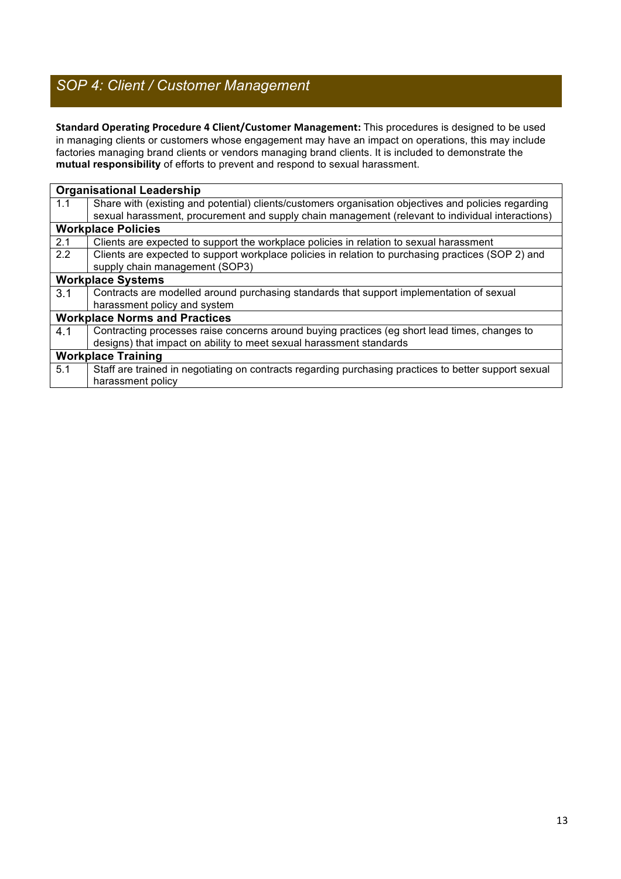## *SOP 4: Client / Customer Management*

**Standard Operating Procedure 4 Client/Customer Management:** This procedures is designed to be used in managing clients or customers whose engagement may have an impact on operations, this may include factories managing brand clients or vendors managing brand clients. It is included to demonstrate the **mutual responsibility** of efforts to prevent and respond to sexual harassment.

| | |
|---|---|
| **Organisational Leadership** | |
| 1.1 | Share with (existing and potential) clients/customers organisation objectives and policies regarding sexual harassment, procurement and supply chain management (relevant to individual interactions) |
| **Workplace Policies** | |
| 2.1 | Clients are expected to support the workplace policies in relation to sexual harassment |
| 2.2 | Clients are expected to support workplace policies in relation to purchasing practices (SOP 2) and supply chain management (SOP3) |
| **Workplace Systems** | |
| 3.1 | Contracts are modelled around purchasing standards that support implementation of sexual harassment policy and system |
| **Workplace Norms and Practices** | |
| 4.1 | Contracting processes raise concerns around buying practices (eg short lead times, changes to designs) that impact on ability to meet sexual harassment standards |
| **Workplace Training** | |
| 5.1 | Staff are trained in negotiating on contracts regarding purchasing practices to better support sexual harassment policy |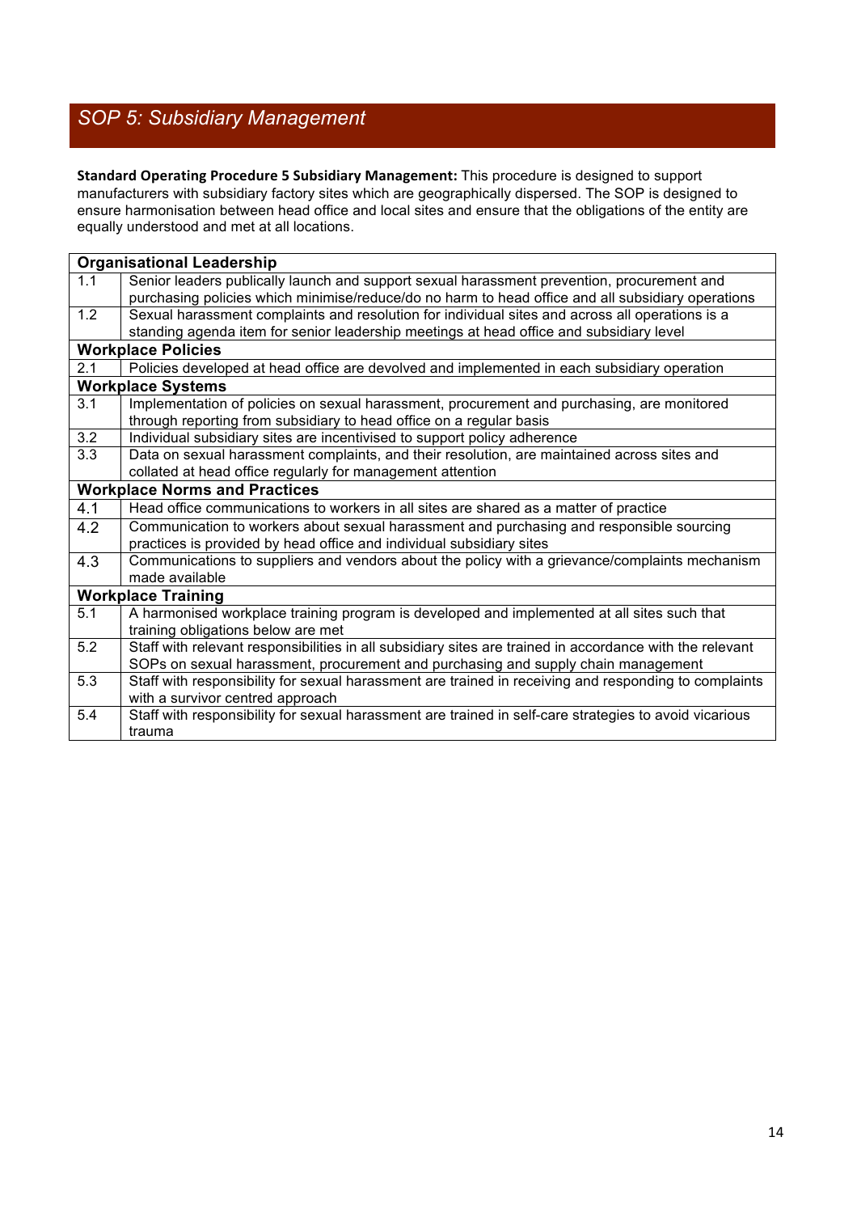## *SOP 5: Subsidiary Management*

**Standard Operating Procedure 5 Subsidiary Management:** This procedure is designed to support manufacturers with subsidiary factory sites which are geographically dispersed. The SOP is designed to ensure harmonisation between head office and local sites and ensure that the obligations of the entity are equally understood and met at all locations.

| **Organisational Leadership** | |
|---|---|
| 1.1 | Senior leaders publically launch and support sexual harassment prevention, procurement and purchasing policies which minimise/reduce/do no harm to head office and all subsidiary operations |
| 1.2 | Sexual harassment complaints and resolution for individual sites and across all operations is a standing agenda item for senior leadership meetings at head office and subsidiary level |
| **Workplace Policies** | |
| 2.1 | Policies developed at head office are devolved and implemented in each subsidiary operation |
| **Workplace Systems** | |
| 3.1 | Implementation of policies on sexual harassment, procurement and purchasing, are monitored through reporting from subsidiary to head office on a regular basis |
| 3.2 | Individual subsidiary sites are incentivised to support policy adherence |
| 3.3 | Data on sexual harassment complaints, and their resolution, are maintained across sites and collated at head office regularly for management attention |
| **Workplace Norms and Practices** | |
| 4.1 | Head office communications to workers in all sites are shared as a matter of practice |
| 4.2 | Communication to workers about sexual harassment and purchasing and responsible sourcing practices is provided by head office and individual subsidiary sites |
| 4.3 | Communications to suppliers and vendors about the policy with a grievance/complaints mechanism made available |
| **Workplace Training** | |
| 5.1 | A harmonised workplace training program is developed and implemented at all sites such that training obligations below are met |
| 5.2 | Staff with relevant responsibilities in all subsidiary sites are trained in accordance with the relevant SOPs on sexual harassment, procurement and purchasing and supply chain management |
| 5.3 | Staff with responsibility for sexual harassment are trained in receiving and responding to complaints with a survivor centred approach |
| 5.4 | Staff with responsibility for sexual harassment are trained in self-care strategies to avoid vicarious trauma |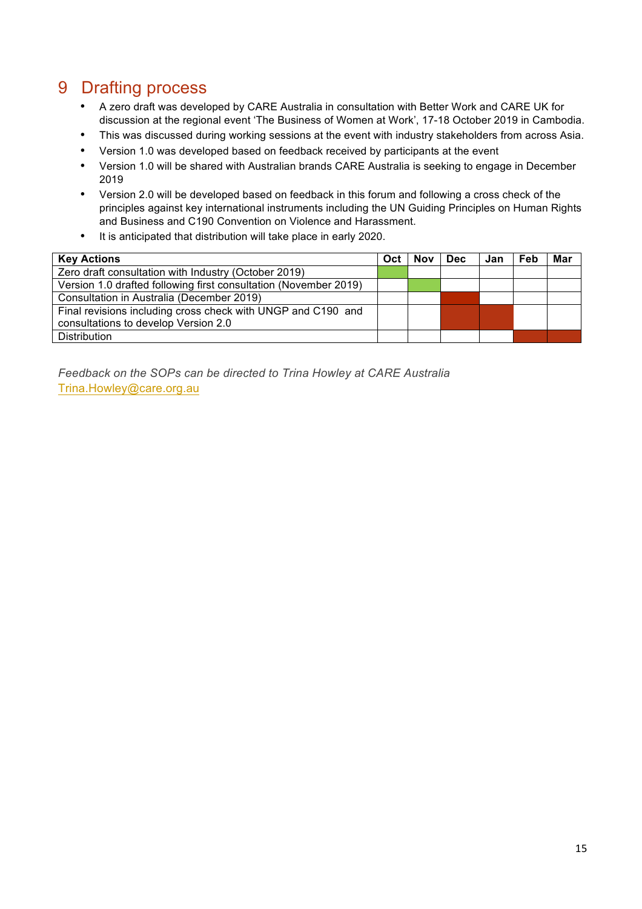# 9 Drafting process

- A zero draft was developed by CARE Australia in consultation with Better Work and CARE UK for discussion at the regional event 'The Business of Women at Work', 17-18 October 2019 in Cambodia.
- This was discussed during working sessions at the event with industry stakeholders from across Asia.
- Version 1.0 was developed based on feedback received by participants at the event
- Version 1.0 will be shared with Australian brands CARE Australia is seeking to engage in December 2019
- Version 2.0 will be developed based on feedback in this forum and following a cross check of the principles against key international instruments including the UN Guiding Principles on Human Rights and Business and C190 Convention on Violence and Harassment.
- It is anticipated that distribution will take place in early 2020.

| Key Actions | Oct | Nov | Dec | Jan | Feb | Mar |
|---|---|---|---|---|---|---|
| Zero draft consultation with Industry (October 2019) | | | | | | |
| Version 1.0 drafted following first consultation (November 2019) | | | | | | |
| Consultation in Australia (December 2019) | | | | | | |
| Final revisions including cross check with UNGP and C190 and consultations to develop Version 2.0 | | | | | | |
| Distribution | | | | | | |

*Feedback on the SOPs can be directed to Trina Howley at CARE Australia*
Trina.Howley@care.org.au